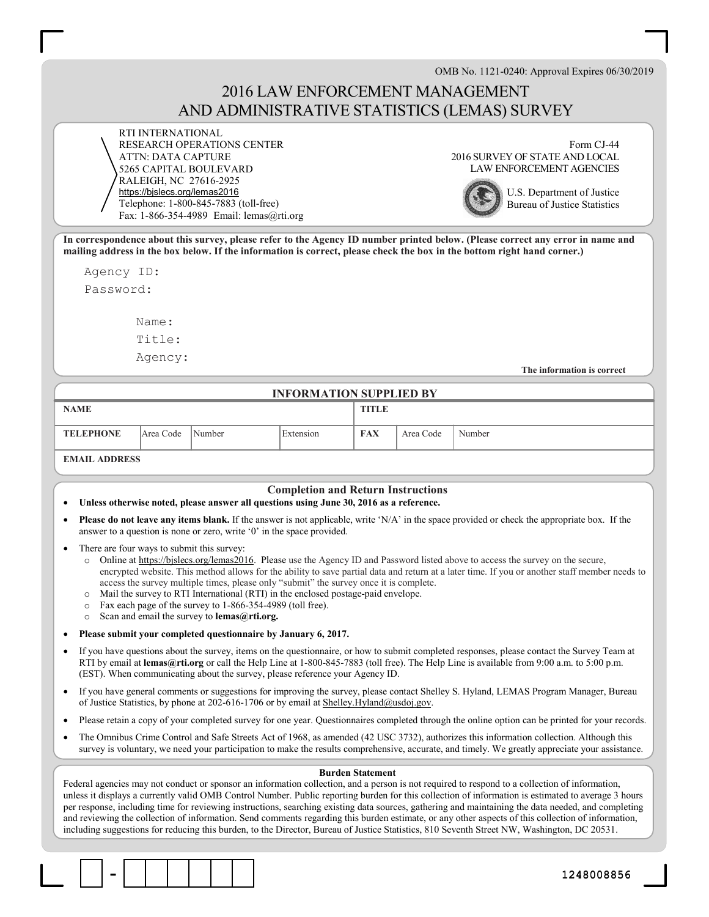OMB No. 1121-0240: Approval Expires 06/30/2019

# 2016 LAW ENFORCEMENT MANAGEMENT AND ADMINISTRATIVE STATISTICS (LEMAS) SURVEY

RTI INTERNATIONAL
RESEARCH OPERATIONS CENTER
ATTN: DATA CAPTURE
5265 CAPITAL BOULEVARD
RALEIGH, NC 27616-2925
https://bjslecs.org/lemas2016
Telephone: 1-800-845-7883 (toll-free)
Fax: 1-866-354-4989 Email: lemas@rti.org

Form CJ-44
2016 SURVEY OF STATE AND LOCAL LAW ENFORCEMENT AGENCIES

U.S. Department of Justice
Bureau of Justice Statistics

**In correspondence about this survey, please refer to the Agency ID number printed below. (Please correct any error in name and mailing address in the box below. If the information is correct, please check the box in the bottom right hand corner.)**

Agency ID:

Password:

Name:

Title:

Agency:

**The information is correct**

## INFORMATION SUPPLIED BY

| **NAME** | | | | **TITLE** | | |
|---|---|---|---|---|---|---|
| **TELEPHONE** | Area Code | Number | Extension | **FAX** | Area Code | Number |
| **EMAIL ADDRESS** | | | | | | |

## Completion and Return Instructions

- **Unless otherwise noted, please answer all questions using June 30, 2016 as a reference.**
- **Please do not leave any items blank.** If the answer is not applicable, write 'N/A' in the space provided or check the appropriate box. If the answer to a question is none or zero, write '0' in the space provided.
- There are four ways to submit this survey:
  - Online at https://bjslecs.org/lemas2016. Please use the Agency ID and Password listed above to access the survey on the secure, encrypted website. This method allows for the ability to save partial data and return at a later time. If you or another staff member needs to access the survey multiple times, please only "submit" the survey once it is complete.
  - Mail the survey to RTI International (RTI) in the enclosed postage-paid envelope.
  - Fax each page of the survey to 1-866-354-4989 (toll free).
  - Scan and email the survey to **lemas@rti.org.**
- **Please submit your completed questionnaire by January 6, 2017.**
- If you have questions about the survey, items on the questionnaire, or how to submit completed responses, please contact the Survey Team at RTI by email at **lemas@rti.org** or call the Help Line at 1-800-845-7883 (toll free). The Help Line is available from 9:00 a.m. to 5:00 p.m. (EST). When communicating about the survey, please reference your Agency ID.
- If you have general comments or suggestions for improving the survey, please contact Shelley S. Hyland, LEMAS Program Manager, Bureau of Justice Statistics, by phone at 202-616-1706 or by email at Shelley.Hyland@usdoj.gov.
- Please retain a copy of your completed survey for one year. Questionnaires completed through the online option can be printed for your records.
- The Omnibus Crime Control and Safe Streets Act of 1968, as amended (42 USC 3732), authorizes this information collection. Although this survey is voluntary, we need your participation to make the results comprehensive, accurate, and timely. We greatly appreciate your assistance.

### Burden Statement

Federal agencies may not conduct or sponsor an information collection, and a person is not required to respond to a collection of information, unless it displays a currently valid OMB Control Number. Public reporting burden for this collection of information is estimated to average 3 hours per response, including time for reviewing instructions, searching existing data sources, gathering and maintaining the data needed, and completing and reviewing the collection of information. Send comments regarding this burden estimate, or any other aspects of this collection of information, including suggestions for reducing this burden, to the Director, Bureau of Justice Statistics, 810 Seventh Street NW, Washington, DC 20531.

1248008856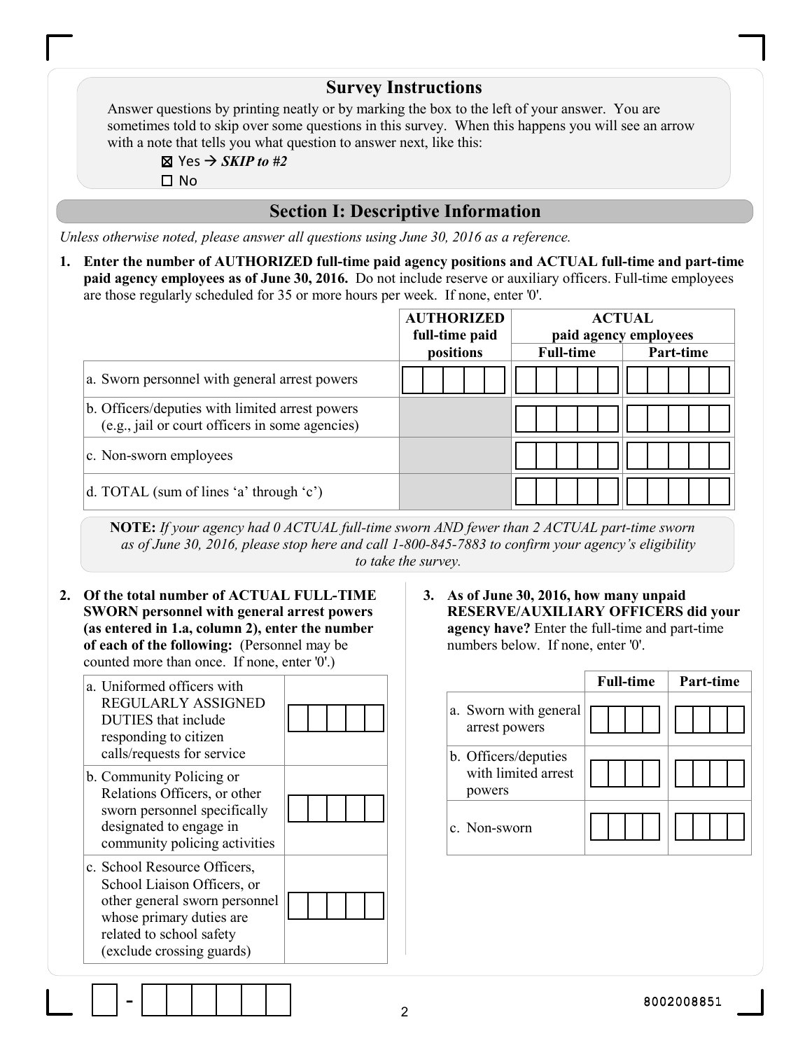## Survey Instructions

Answer questions by printing neatly or by marking the box to the left of your answer. You are sometimes told to skip over some questions in this survey. When this happens you will see an arrow with a note that tells you what question to answer next, like this:

☒ Yes → ***SKIP to #2***
☐ No

## Section I: Descriptive Information

*Unless otherwise noted, please answer all questions using June 30, 2016 as a reference.*

**1. Enter the number of AUTHORIZED full-time paid agency positions and ACTUAL full-time and part-time paid agency employees as of June 30, 2016.** Do not include reserve or auxiliary officers. Full-time employees are those regularly scheduled for 35 or more hours per week. If none, enter '0'.

| | AUTHORIZED full-time paid positions | ACTUAL paid agency employees | |
|---|---|---|---|
| | | Full-time | Part-time |
| a. Sworn personnel with general arrest powers | | | |
| b. Officers/deputies with limited arrest powers (e.g., jail or court officers in some agencies) | | | |
| c. Non-sworn employees | | | |
| d. TOTAL (sum of lines 'a' through 'c') | | | |

**NOTE:** *If your agency had 0 ACTUAL full-time sworn AND fewer than 2 ACTUAL part-time sworn as of June 30, 2016, please stop here and call 1-800-845-7883 to confirm your agency's eligibility to take the survey.*

**2. Of the total number of ACTUAL FULL-TIME SWORN personnel with general arrest powers (as entered in 1.a, column 2), enter the number of each of the following:** (Personnel may be counted more than once. If none, enter '0'.)

| | |
|---|---|
| a. Uniformed officers with REGULARLY ASSIGNED DUTIES that include responding to citizen calls/requests for service | |
| b. Community Policing or Relations Officers, or other sworn personnel specifically designated to engage in community policing activities | |
| c. School Resource Officers, School Liaison Officers, or other general sworn personnel whose primary duties are related to school safety (exclude crossing guards) | |

**3. As of June 30, 2016, how many unpaid RESERVE/AUXILIARY OFFICERS did your agency have?** Enter the full-time and part-time numbers below. If none, enter '0'.

| | Full-time | Part-time |
|---|---|---|
| a. Sworn with general arrest powers | | |
| b. Officers/deputies with limited arrest powers | | |
| c. Non-sworn | | |

8002008851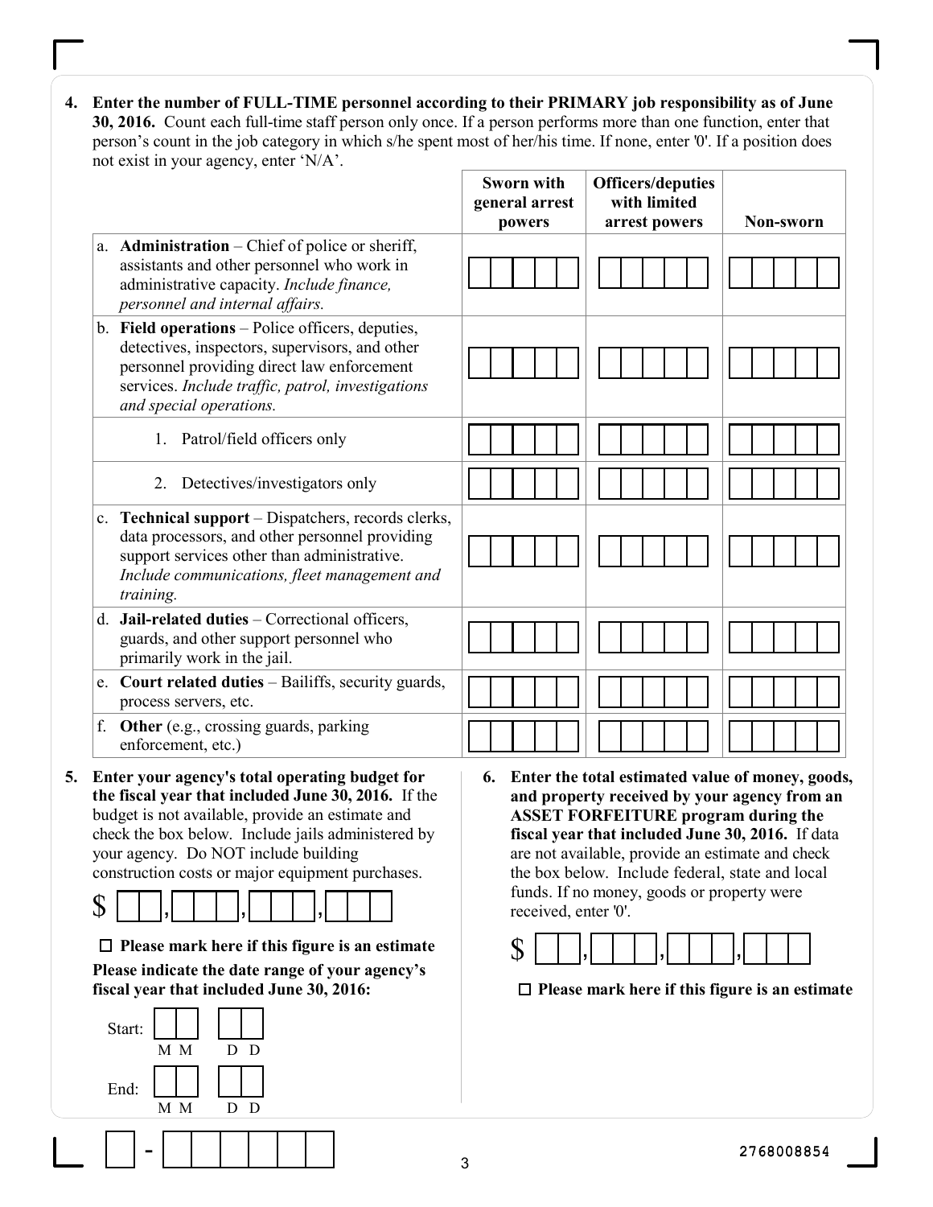**4. Enter the number of FULL-TIME personnel according to their PRIMARY job responsibility as of June 30, 2016.** Count each full-time staff person only once. If a person performs more than one function, enter that person's count in the job category in which s/he spent most of her/his time. If none, enter '0'. If a position does not exist in your agency, enter 'N/A'.

| | Sworn with general arrest powers | Officers/deputies with limited arrest powers | Non-sworn |
|---|---|---|---|
| a. **Administration** – Chief of police or sheriff, assistants and other personnel who work in administrative capacity. *Include finance, personnel and internal affairs.* | | | |
| b. **Field operations** – Police officers, deputies, detectives, inspectors, supervisors, and other personnel providing direct law enforcement services. *Include traffic, patrol, investigations and special operations.* | | | |
| 1. Patrol/field officers only | | | |
| 2. Detectives/investigators only | | | |
| c. **Technical support** – Dispatchers, records clerks, data processors, and other personnel providing support services other than administrative. *Include communications, fleet management and training.* | | | |
| d. **Jail-related duties** – Correctional officers, guards, and other support personnel who primarily work in the jail. | | | |
| e. **Court related duties** – Bailiffs, security guards, process servers, etc. | | | |
| f. **Other** (e.g., crossing guards, parking enforcement, etc.) | | | |

**5. Enter your agency's total operating budget for the fiscal year that included June 30, 2016.** If the budget is not available, provide an estimate and check the box below. Include jails administered by your agency. Do NOT include building construction costs or major equipment purchases.

$ ___ , ___ , ___ , ___

☐ **Please mark here if this figure is an estimate**

**Please indicate the date range of your agency's fiscal year that included June 30, 2016:**

Start: MM DD

End: MM DD

**6. Enter the total estimated value of money, goods, and property received by your agency from an ASSET FORFEITURE program during the fiscal year that included June 30, 2016.** If data are not available, provide an estimate and check the box below. Include federal, state and local funds. If no money, goods or property were received, enter '0'.

$ ___ , ___ , ___ , ___

☐ **Please mark here if this figure is an estimate**

2768008854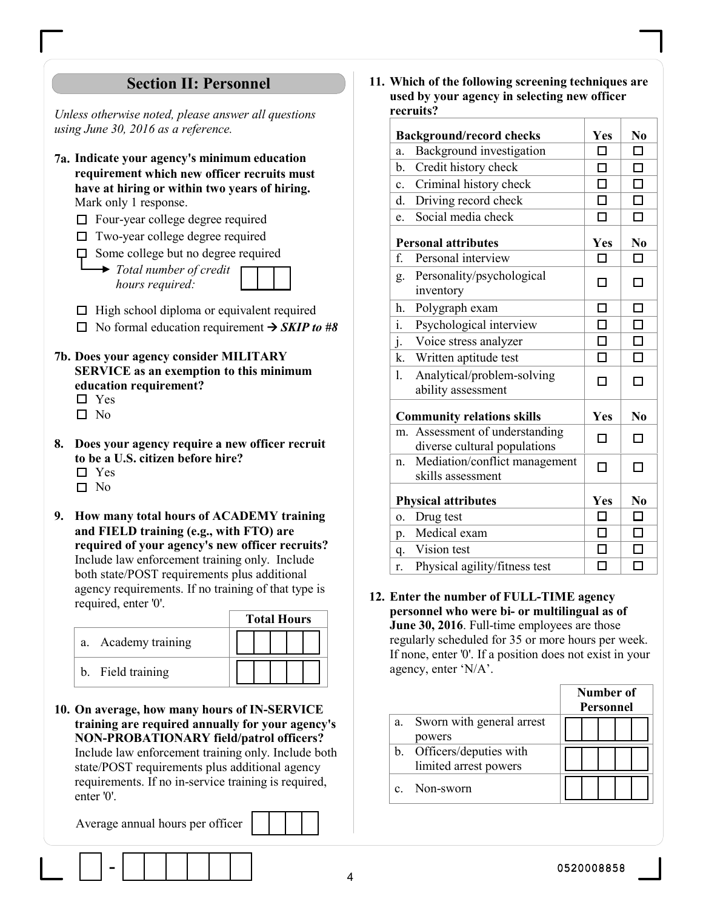## Section II: Personnel

*Unless otherwise noted, please answer all questions using June 30, 2016 as a reference.*

**7a. Indicate your agency's minimum education requirement which new officer recruits must have at hiring or within two years of hiring.** Mark only 1 response.

- ☐ Four-year college degree required
- ☐ Two-year college degree required
- ☐ Some college but no degree required
  - → *Total number of credit hours required:* ☐☐☐
- ☐ High school diploma or equivalent required
- ☐ No formal education requirement → ***SKIP to #8***

**7b. Does your agency consider MILITARY SERVICE as an exemption to this minimum education requirement?**

- ☐ Yes
- ☐ No

**8. Does your agency require a new officer recruit to be a U.S. citizen before hire?**

- ☐ Yes
- ☐ No

**9. How many total hours of ACADEMY training and FIELD training (e.g., with FTO) are required of your agency's new officer recruits?** Include law enforcement training only. Include both state/POST requirements plus additional agency requirements. If no training of that type is required, enter '0'.

| | Total Hours |
|---|---|
| a. Academy training | ☐☐☐☐☐ |
| b. Field training | ☐☐☐☐☐ |

**10. On average, how many hours of IN-SERVICE training are required annually for your agency's NON-PROBATIONARY field/patrol officers?** Include law enforcement training only. Include both state/POST requirements plus additional agency requirements. If no in-service training is required, enter '0'.

Average annual hours per officer ☐☐☐☐

**11. Which of the following screening techniques are used by your agency in selecting new officer recruits?**

| **Background/record checks** | **Yes** | **No** |
|---|---|---|
| a. Background investigation | ☐ | ☐ |
| b. Credit history check | ☐ | ☐ |
| c. Criminal history check | ☐ | ☐ |
| d. Driving record check | ☐ | ☐ |
| e. Social media check | ☐ | ☐ |
| **Personal attributes** | **Yes** | **No** |
| f. Personal interview | ☐ | ☐ |
| g. Personality/psychological inventory | ☐ | ☐ |
| h. Polygraph exam | ☐ | ☐ |
| i. Psychological interview | ☐ | ☐ |
| j. Voice stress analyzer | ☐ | ☐ |
| k. Written aptitude test | ☐ | ☐ |
| l. Analytical/problem-solving ability assessment | ☐ | ☐ |
| **Community relations skills** | **Yes** | **No** |
| m. Assessment of understanding diverse cultural populations | ☐ | ☐ |
| n. Mediation/conflict management skills assessment | ☐ | ☐ |
| **Physical attributes** | **Yes** | **No** |
| o. Drug test | ☐ | ☐ |
| p. Medical exam | ☐ | ☐ |
| q. Vision test | ☐ | ☐ |
| r. Physical agility/fitness test | ☐ | ☐ |

**12. Enter the number of FULL-TIME agency personnel who were bi- or multilingual as of June 30, 2016**. Full-time employees are those regularly scheduled for 35 or more hours per week. If none, enter '0'. If a position does not exist in your agency, enter 'N/A'.

| | Number of Personnel |
|---|---|
| a. Sworn with general arrest powers | ☐☐☐☐☐ |
| b. Officers/deputies with limited arrest powers | ☐☐☐☐☐ |
| c. Non-sworn | ☐☐☐☐☐ |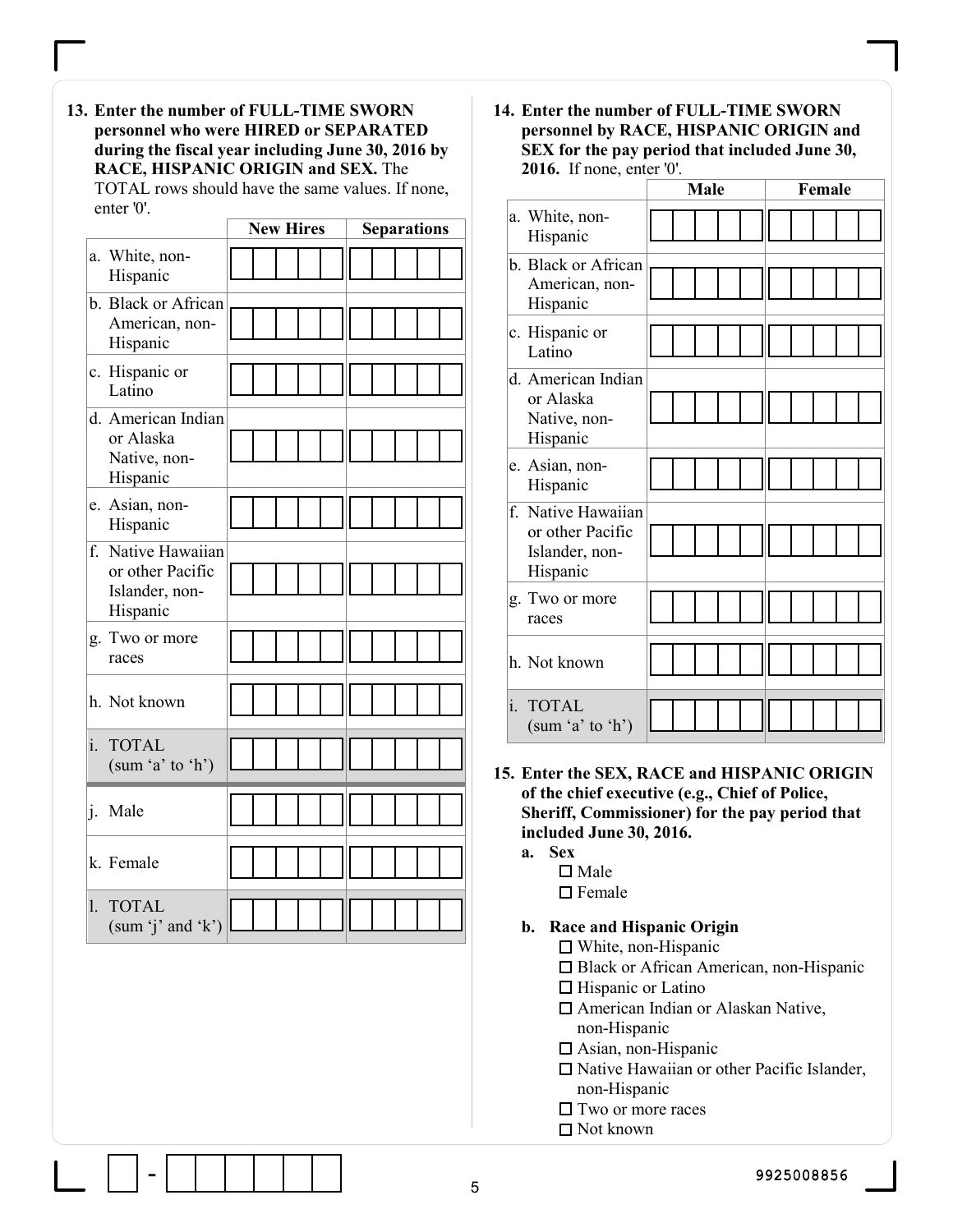**13. Enter the number of FULL-TIME SWORN personnel who were HIRED or SEPARATED during the fiscal year including June 30, 2016 by RACE, HISPANIC ORIGIN and SEX.** The TOTAL rows should have the same values. If none, enter '0'.

| | New Hires | Separations |
|---|---|---|
| a. White, non-Hispanic | | |
| b. Black or African American, non-Hispanic | | |
| c. Hispanic or Latino | | |
| d. American Indian or Alaska Native, non-Hispanic | | |
| e. Asian, non-Hispanic | | |
| f. Native Hawaiian or other Pacific Islander, non-Hispanic | | |
| g. Two or more races | | |
| h. Not known | | |
| i. TOTAL (sum 'a' to 'h') | | |
| j. Male | | |
| k. Female | | |
| l. TOTAL (sum 'j' and 'k') | | |

**14. Enter the number of FULL-TIME SWORN personnel by RACE, HISPANIC ORIGIN and SEX for the pay period that included June 30, 2016.** If none, enter '0'.

| | Male | Female |
|---|---|---|
| a. White, non-Hispanic | | |
| b. Black or African American, non-Hispanic | | |
| c. Hispanic or Latino | | |
| d. American Indian or Alaska Native, non-Hispanic | | |
| e. Asian, non-Hispanic | | |
| f. Native Hawaiian or other Pacific Islander, non-Hispanic | | |
| g. Two or more races | | |
| h. Not known | | |
| i. TOTAL (sum 'a' to 'h') | | |

**15. Enter the SEX, RACE and HISPANIC ORIGIN of the chief executive (e.g., Chief of Police, Sheriff, Commissioner) for the pay period that included June 30, 2016.**

**a. Sex**

- ☐ Male
- ☐ Female

**b. Race and Hispanic Origin**

- ☐ White, non-Hispanic
- ☐ Black or African American, non-Hispanic
- ☐ Hispanic or Latino
- ☐ American Indian or Alaskan Native, non-Hispanic
- ☐ Asian, non-Hispanic
- ☐ Native Hawaiian or other Pacific Islander, non-Hispanic
- ☐ Two or more races
- ☐ Not known

9925008856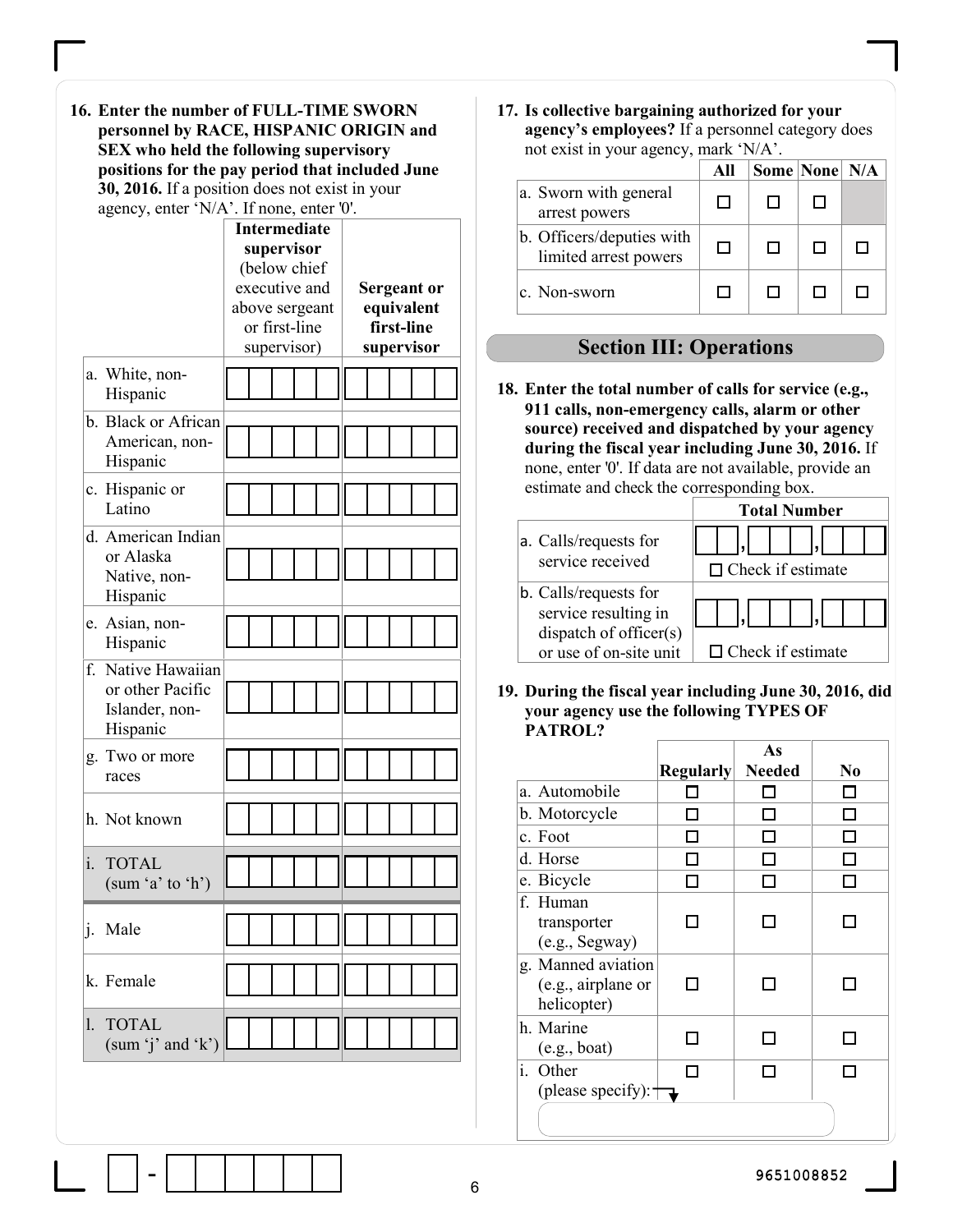**16. Enter the number of FULL-TIME SWORN personnel by RACE, HISPANIC ORIGIN and SEX who held the following supervisory positions for the pay period that included June 30, 2016.** If a position does not exist in your agency, enter 'N/A'. If none, enter '0'.

| | Intermediate supervisor (below chief executive and above sergeant or first-line supervisor) | Sergeant or equivalent first-line supervisor |
|---|---|---|
| a. White, non-Hispanic | | |
| b. Black or African American, non-Hispanic | | |
| c. Hispanic or Latino | | |
| d. American Indian or Alaska Native, non-Hispanic | | |
| e. Asian, non-Hispanic | | |
| f. Native Hawaiian or other Pacific Islander, non-Hispanic | | |
| g. Two or more races | | |
| h. Not known | | |
| i. TOTAL (sum 'a' to 'h') | | |
| j. Male | | |
| k. Female | | |
| l. TOTAL (sum 'j' and 'k') | | |

**17. Is collective bargaining authorized for your agency's employees?** If a personnel category does not exist in your agency, mark 'N/A'.

| | All | Some | None | N/A |
|---|---|---|---|---|
| a. Sworn with general arrest powers | ☐ | ☐ | ☐ | |
| b. Officers/deputies with limited arrest powers | ☐ | ☐ | ☐ | ☐ |
| c. Non-sworn | ☐ | ☐ | ☐ | ☐ |

## Section III: Operations

**18. Enter the total number of calls for service (e.g., 911 calls, non-emergency calls, alarm or other source) received and dispatched by your agency during the fiscal year including June 30, 2016.** If none, enter '0'. If data are not available, provide an estimate and check the corresponding box.

| | Total Number |
|---|---|
| a. Calls/requests for service received | ___,___,___ ☐ Check if estimate |
| b. Calls/requests for service resulting in dispatch of officer(s) or use of on-site unit | ___,___,___ ☐ Check if estimate |

**19. During the fiscal year including June 30, 2016, did your agency use the following TYPES OF PATROL?**

| | Regularly | As Needed | No |
|---|---|---|---|
| a. Automobile | ☐ | ☐ | ☐ |
| b. Motorcycle | ☐ | ☐ | ☐ |
| c. Foot | ☐ | ☐ | ☐ |
| d. Horse | ☐ | ☐ | ☐ |
| e. Bicycle | ☐ | ☐ | ☐ |
| f. Human transporter (e.g., Segway) | ☐ | ☐ | ☐ |
| g. Manned aviation (e.g., airplane or helicopter) | ☐ | ☐ | ☐ |
| h. Marine (e.g., boat) | ☐ | ☐ | ☐ |
| i. Other (please specify): ________ | ☐ | ☐ | ☐ |

9651008852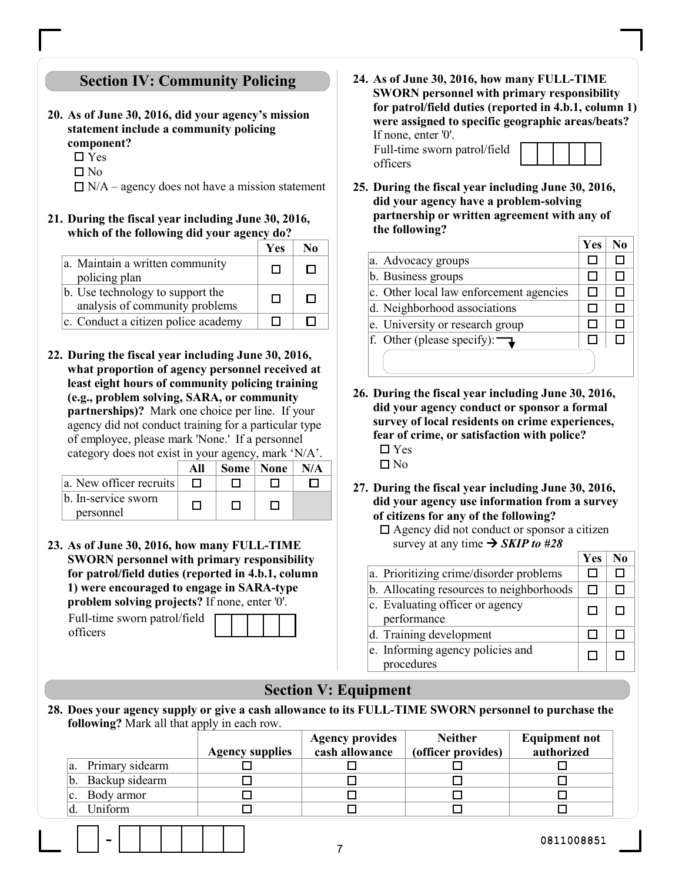## Section IV: Community Policing

**20. As of June 30, 2016, did your agency's mission statement include a community policing component?**

- ☐ Yes
- ☐ No
- ☐ N/A – agency does not have a mission statement

**21. During the fiscal year including June 30, 2016, which of the following did your agency do?**

| | Yes | No |
|---|---|---|
| a. Maintain a written community policing plan | ☐ | ☐ |
| b. Use technology to support the analysis of community problems | ☐ | ☐ |
| c. Conduct a citizen police academy | ☐ | ☐ |

**22. During the fiscal year including June 30, 2016, what proportion of agency personnel received at least eight hours of community policing training (e.g., problem solving, SARA, or community partnerships)?** Mark one choice per line. If your agency did not conduct training for a particular type of employee, please mark 'None.' If a personnel category does not exist in your agency, mark 'N/A'.

| | All | Some | None | N/A |
|---|---|---|---|---|
| a. New officer recruits | ☐ | ☐ | ☐ | ☐ |
| b. In-service sworn personnel | ☐ | ☐ | ☐ | |

**23. As of June 30, 2016, how many FULL-TIME SWORN personnel with primary responsibility for patrol/field duties (reported in 4.b.1, column 1) were encouraged to engage in SARA-type problem solving projects?** If none, enter '0'.

Full-time sworn patrol/field officers ☐☐☐☐☐

**24. As of June 30, 2016, how many FULL-TIME SWORN personnel with primary responsibility for patrol/field duties (reported in 4.b.1, column 1) were assigned to specific geographic areas/beats?** If none, enter '0'.

Full-time sworn patrol/field officers ☐☐☐☐☐

**25. During the fiscal year including June 30, 2016, did your agency have a problem-solving partnership or written agreement with any of the following?**

| | Yes | No |
|---|---|---|
| a. Advocacy groups | ☐ | ☐ |
| b. Business groups | ☐ | ☐ |
| c. Other local law enforcement agencies | ☐ | ☐ |
| d. Neighborhood associations | ☐ | ☐ |
| e. University or research group | ☐ | ☐ |
| f. Other (please specify): ________ | ☐ | ☐ |

**26. During the fiscal year including June 30, 2016, did your agency conduct or sponsor a formal survey of local residents on crime experiences, fear of crime, or satisfaction with police?**

- ☐ Yes
- ☐ No

**27. During the fiscal year including June 30, 2016, did your agency use information from a survey of citizens for any of the following?**

☐ Agency did not conduct or sponsor a citizen survey at any time → ***SKIP to #28***

| | Yes | No |
|---|---|---|
| a. Prioritizing crime/disorder problems | ☐ | ☐ |
| b. Allocating resources to neighborhoods | ☐ | ☐ |
| c. Evaluating officer or agency performance | ☐ | ☐ |
| d. Training development | ☐ | ☐ |
| e. Informing agency policies and procedures | ☐ | ☐ |

## Section V: Equipment

**28. Does your agency supply or give a cash allowance to its FULL-TIME SWORN personnel to purchase the following?** Mark all that apply in each row.

| | Agency supplies | Agency provides cash allowance | Neither (officer provides) | Equipment not authorized |
|---|---|---|---|---|
| a. Primary sidearm | ☐ | ☐ | ☐ | ☐ |
| b. Backup sidearm | ☐ | ☐ | ☐ | ☐ |
| c. Body armor | ☐ | ☐ | ☐ | ☐ |
| d. Uniform | ☐ | ☐ | ☐ | ☐ |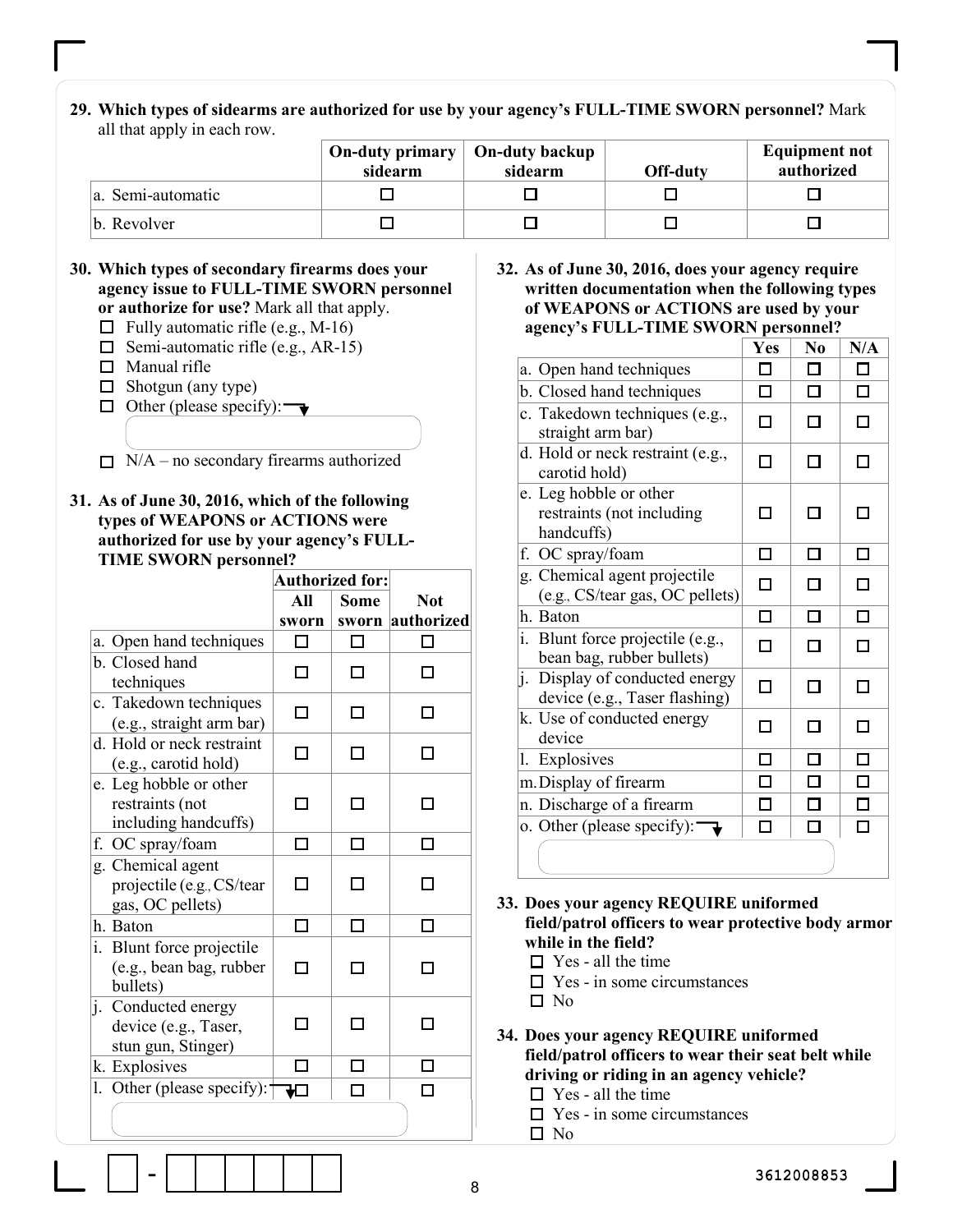**29. Which types of sidearms are authorized for use by your agency's FULL-TIME SWORN personnel?** Mark all that apply in each row.

| | On-duty primary sidearm | On-duty backup sidearm | Off-duty | Equipment not authorized |
|---|---|---|---|---|
| a. Semi-automatic | ☐ | ☐ | ☐ | ☐ |
| b. Revolver | ☐ | ☐ | ☐ | ☐ |

**30. Which types of secondary firearms does your agency issue to FULL-TIME SWORN personnel or authorize for use?** Mark all that apply.

- ☐ Fully automatic rifle (e.g., M-16)
- ☐ Semi-automatic rifle (e.g., AR-15)
- ☐ Manual rifle
- ☐ Shotgun (any type)
- ☐ Other (please specify): ______
- ☐ N/A – no secondary firearms authorized

**31. As of June 30, 2016, which of the following types of WEAPONS or ACTIONS were authorized for use by your agency's FULL-TIME SWORN personnel?**

| | Authorized for: All sworn | Authorized for: Some sworn | Not authorized |
|---|---|---|---|
| a. Open hand techniques | ☐ | ☐ | ☐ |
| b. Closed hand techniques | ☐ | ☐ | ☐ |
| c. Takedown techniques (e.g., straight arm bar) | ☐ | ☐ | ☐ |
| d. Hold or neck restraint (e.g., carotid hold) | ☐ | ☐ | ☐ |
| e. Leg hobble or other restraints (not including handcuffs) | ☐ | ☐ | ☐ |
| f. OC spray/foam | ☐ | ☐ | ☐ |
| g. Chemical agent projectile (e.g., CS/tear gas, OC pellets) | ☐ | ☐ | ☐ |
| h. Baton | ☐ | ☐ | ☐ |
| i. Blunt force projectile (e.g., bean bag, rubber bullets) | ☐ | ☐ | ☐ |
| j. Conducted energy device (e.g., Taser, stun gun, Stinger) | ☐ | ☐ | ☐ |
| k. Explosives | ☐ | ☐ | ☐ |
| l. Other (please specify): ______ | ☐ | ☐ | ☐ |

**32. As of June 30, 2016, does your agency require written documentation when the following types of WEAPONS or ACTIONS are used by your agency's FULL-TIME SWORN personnel?**

| | Yes | No | N/A |
|---|---|---|---|
| a. Open hand techniques | ☐ | ☐ | ☐ |
| b. Closed hand techniques | ☐ | ☐ | ☐ |
| c. Takedown techniques (e.g., straight arm bar) | ☐ | ☐ | ☐ |
| d. Hold or neck restraint (e.g., carotid hold) | ☐ | ☐ | ☐ |
| e. Leg hobble or other restraints (not including handcuffs) | ☐ | ☐ | ☐ |
| f. OC spray/foam | ☐ | ☐ | ☐ |
| g. Chemical agent projectile (e.g., CS/tear gas, OC pellets) | ☐ | ☐ | ☐ |
| h. Baton | ☐ | ☐ | ☐ |
| i. Blunt force projectile (e.g., bean bag, rubber bullets) | ☐ | ☐ | ☐ |
| j. Display of conducted energy device (e.g., Taser flashing) | ☐ | ☐ | ☐ |
| k. Use of conducted energy device | ☐ | ☐ | ☐ |
| l. Explosives | ☐ | ☐ | ☐ |
| m. Display of firearm | ☐ | ☐ | ☐ |
| n. Discharge of a firearm | ☐ | ☐ | ☐ |
| o. Other (please specify): ______ | ☐ | ☐ | ☐ |

**33. Does your agency REQUIRE uniformed field/patrol officers to wear protective body armor while in the field?**

- ☐ Yes - all the time
- ☐ Yes - in some circumstances
- ☐ No

**34. Does your agency REQUIRE uniformed field/patrol officers to wear their seat belt while driving or riding in an agency vehicle?**

- ☐ Yes - all the time
- ☐ Yes - in some circumstances
- ☐ No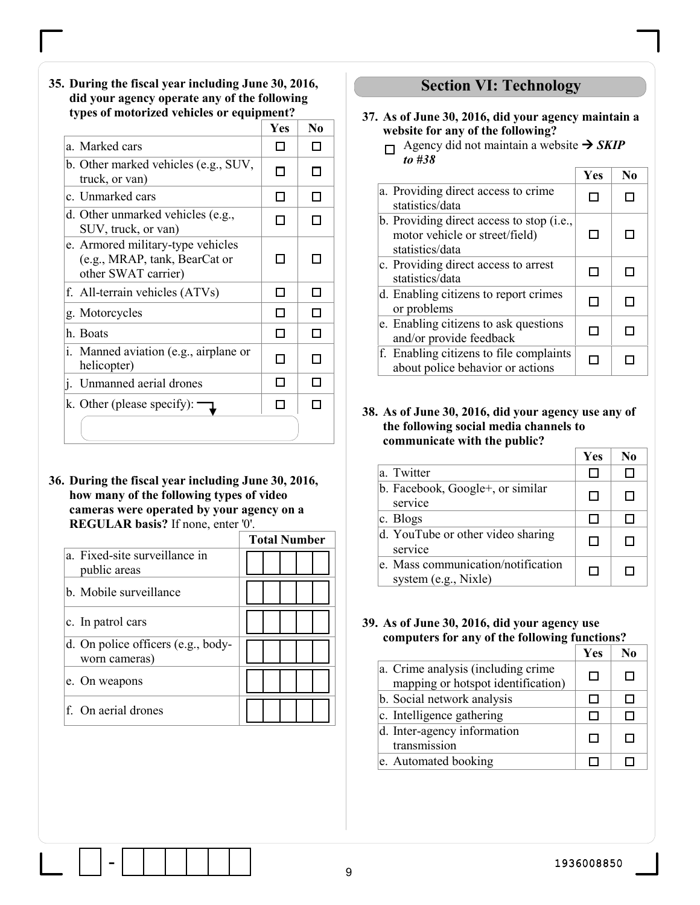**35. During the fiscal year including June 30, 2016, did your agency operate any of the following types of motorized vehicles or equipment?**

| | Yes | No |
|---|---|---|
| a. Marked cars | ☐ | ☐ |
| b. Other marked vehicles (e.g., SUV, truck, or van) | ☐ | ☐ |
| c. Unmarked cars | ☐ | ☐ |
| d. Other unmarked vehicles (e.g., SUV, truck, or van) | ☐ | ☐ |
| e. Armored military-type vehicles (e.g., MRAP, tank, BearCat or other SWAT carrier) | ☐ | ☐ |
| f. All-terrain vehicles (ATVs) | ☐ | ☐ |
| g. Motorcycles | ☐ | ☐ |
| h. Boats | ☐ | ☐ |
| i. Manned aviation (e.g., airplane or helicopter) | ☐ | ☐ |
| j. Unmanned aerial drones | ☐ | ☐ |
| k. Other (please specify): ______ | ☐ | ☐ |

**36. During the fiscal year including June 30, 2016, how many of the following types of video cameras were operated by your agency on a REGULAR basis?** If none, enter '0'.

| | Total Number |
|---|---|
| a. Fixed-site surveillance in public areas | ☐☐☐☐☐ |
| b. Mobile surveillance | ☐☐☐☐☐ |
| c. In patrol cars | ☐☐☐☐☐ |
| d. On police officers (e.g., body-worn cameras) | ☐☐☐☐☐ |
| e. On weapons | ☐☐☐☐☐ |
| f. On aerial drones | ☐☐☐☐☐ |

## Section VI: Technology

**37. As of June 30, 2016, did your agency maintain a website for any of the following?**

☐ Agency did not maintain a website → ***SKIP to #38***

| | Yes | No |
|---|---|---|
| a. Providing direct access to crime statistics/data | ☐ | ☐ |
| b. Providing direct access to stop (i.e., motor vehicle or street/field) statistics/data | ☐ | ☐ |
| c. Providing direct access to arrest statistics/data | ☐ | ☐ |
| d. Enabling citizens to report crimes or problems | ☐ | ☐ |
| e. Enabling citizens to ask questions and/or provide feedback | ☐ | ☐ |
| f. Enabling citizens to file complaints about police behavior or actions | ☐ | ☐ |

**38. As of June 30, 2016, did your agency use any of the following social media channels to communicate with the public?**

| | Yes | No |
|---|---|---|
| a. Twitter | ☐ | ☐ |
| b. Facebook, Google+, or similar service | ☐ | ☐ |
| c. Blogs | ☐ | ☐ |
| d. YouTube or other video sharing service | ☐ | ☐ |
| e. Mass communication/notification system (e.g., Nixle) | ☐ | ☐ |

**39. As of June 30, 2016, did your agency use computers for any of the following functions?**

| | Yes | No |
|---|---|---|
| a. Crime analysis (including crime mapping or hotspot identification) | ☐ | ☐ |
| b. Social network analysis | ☐ | ☐ |
| c. Intelligence gathering | ☐ | ☐ |
| d. Inter-agency information transmission | ☐ | ☐ |
| e. Automated booking | ☐ | ☐ |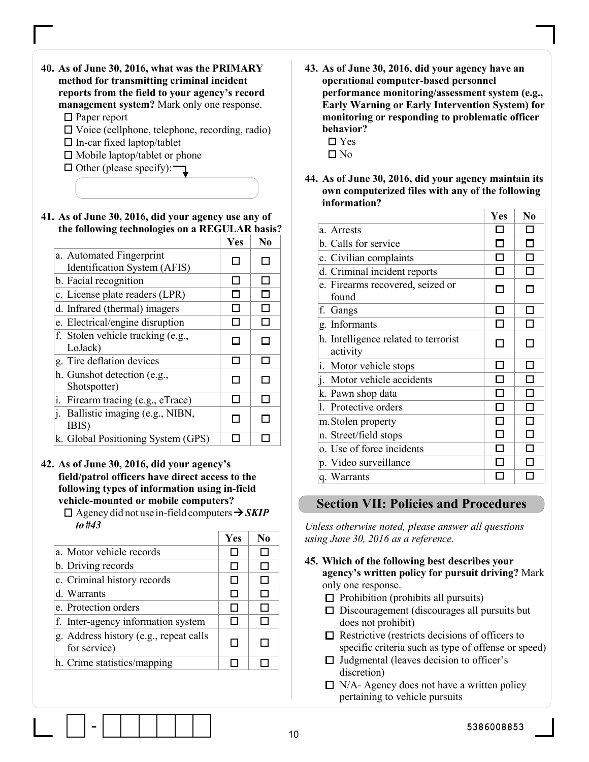**40. As of June 30, 2016, what was the PRIMARY method for transmitting criminal incident reports from the field to your agency's record management system?** Mark only one response.

- ☐ Paper report
- ☐ Voice (cellphone, telephone, recording, radio)
- ☐ In-car fixed laptop/tablet
- ☐ Mobile laptop/tablet or phone
- ☐ Other (please specify):

**41. As of June 30, 2016, did your agency use any of the following technologies on a REGULAR basis?**

| | Yes | No |
|---|---|---|
| a. Automated Fingerprint Identification System (AFIS) | ☐ | ☐ |
| b. Facial recognition | ☐ | ☐ |
| c. License plate readers (LPR) | ☐ | ☐ |
| d. Infrared (thermal) imagers | ☐ | ☐ |
| e. Electrical/engine disruption | ☐ | ☐ |
| f. Stolen vehicle tracking (e.g., LoJack) | ☐ | ☐ |
| g. Tire deflation devices | ☐ | ☐ |
| h. Gunshot detection (e.g., Shotspotter) | ☐ | ☐ |
| i. Firearm tracing (e.g., eTrace) | ☐ | ☐ |
| j. Ballistic imaging (e.g., NIBN, IBIS) | ☐ | ☐ |
| k. Global Positioning System (GPS) | ☐ | ☐ |

**42. As of June 30, 2016, did your agency's field/patrol officers have direct access to the following types of information using in-field vehicle-mounted or mobile computers?**

- ☐ Agency did not use in-field computers → ***SKIP to #43***

| | Yes | No |
|---|---|---|
| a. Motor vehicle records | ☐ | ☐ |
| b. Driving records | ☐ | ☐ |
| c. Criminal history records | ☐ | ☐ |
| d. Warrants | ☐ | ☐ |
| e. Protection orders | ☐ | ☐ |
| f. Inter-agency information system | ☐ | ☐ |
| g. Address history (e.g., repeat calls for service) | ☐ | ☐ |
| h. Crime statistics/mapping | ☐ | ☐ |

**43. As of June 30, 2016, did your agency have an operational computer-based personnel performance monitoring/assessment system (e.g., Early Warning or Early Intervention System) for monitoring or responding to problematic officer behavior?**

- ☐ Yes
- ☐ No

**44. As of June 30, 2016, did your agency maintain its own computerized files with any of the following information?**

| | Yes | No |
|---|---|---|
| a. Arrests | ☐ | ☐ |
| b. Calls for service | ☐ | ☐ |
| c. Civilian complaints | ☐ | ☐ |
| d. Criminal incident reports | ☐ | ☐ |
| e. Firearms recovered, seized or found | ☐ | ☐ |
| f. Gangs | ☐ | ☐ |
| g. Informants | ☐ | ☐ |
| h. Intelligence related to terrorist activity | ☐ | ☐ |
| i. Motor vehicle stops | ☐ | ☐ |
| j. Motor vehicle accidents | ☐ | ☐ |
| k. Pawn shop data | ☐ | ☐ |
| l. Protective orders | ☐ | ☐ |
| m. Stolen property | ☐ | ☐ |
| n. Street/field stops | ☐ | ☐ |
| o. Use of force incidents | ☐ | ☐ |
| p. Video surveillance | ☐ | ☐ |
| q. Warrants | ☐ | ☐ |

## Section VII: Policies and Procedures

*Unless otherwise noted, please answer all questions using June 30, 2016 as a reference.*

**45. Which of the following best describes your agency's written policy for pursuit driving?** Mark only one response.

- ☐ Prohibition (prohibits all pursuits)
- ☐ Discouragement (discourages all pursuits but does not prohibit)
- ☐ Restrictive (restricts decisions of officers to specific criteria such as type of offense or speed)
- ☐ Judgmental (leaves decision to officer's discretion)
- ☐ N/A- Agency does not have a written policy pertaining to vehicle pursuits

5386008853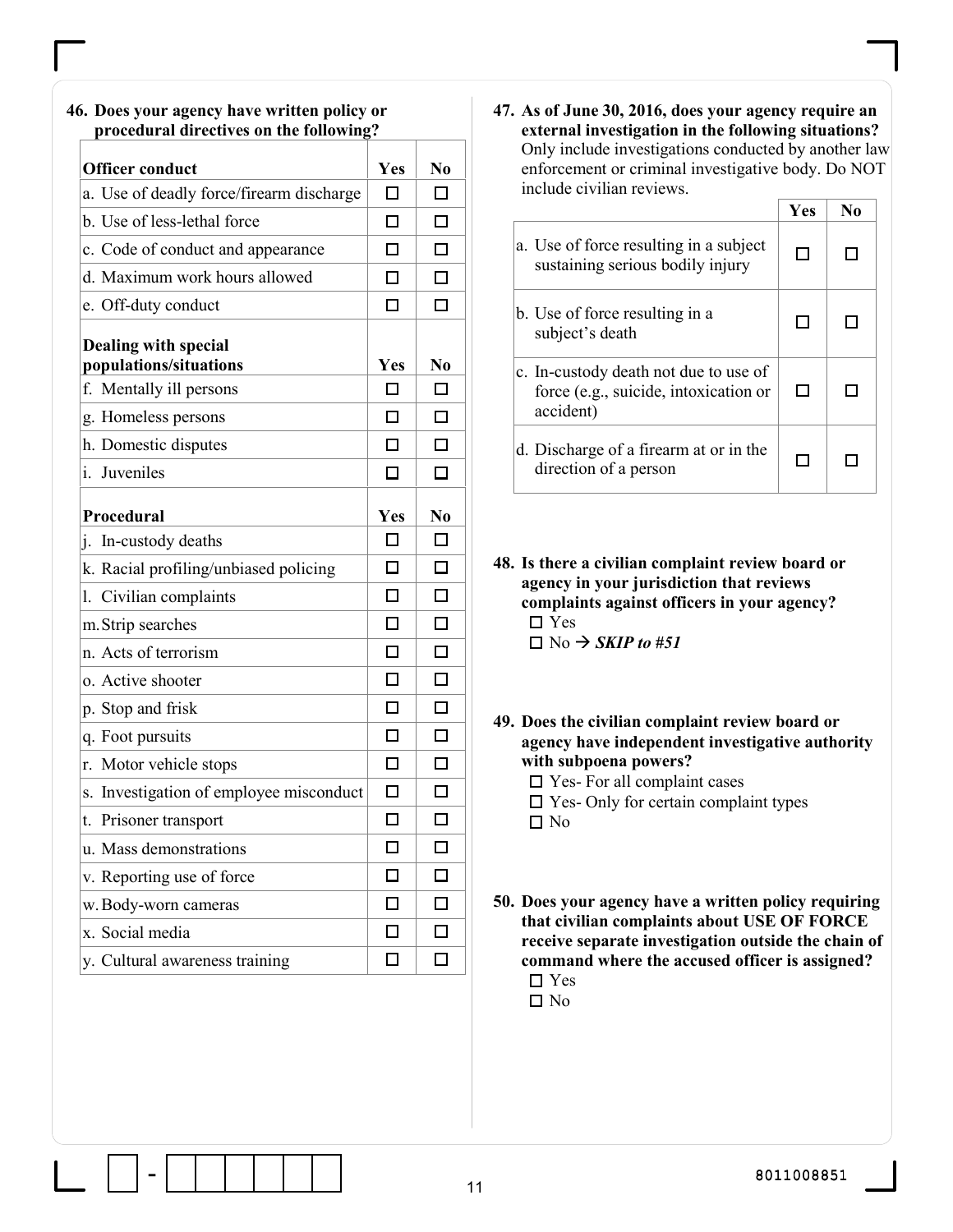**46. Does your agency have written policy or procedural directives on the following?**

| Officer conduct | Yes | No |
|---|---|---|
| a. Use of deadly force/firearm discharge | ☐ | ☐ |
| b. Use of less-lethal force | ☐ | ☐ |
| c. Code of conduct and appearance | ☐ | ☐ |
| d. Maximum work hours allowed | ☐ | ☐ |
| e. Off-duty conduct | ☐ | ☐ |
| **Dealing with special populations/situations** | **Yes** | **No** |
| f. Mentally ill persons | ☐ | ☐ |
| g. Homeless persons | ☐ | ☐ |
| h. Domestic disputes | ☐ | ☐ |
| i. Juveniles | ☐ | ☐ |
| **Procedural** | **Yes** | **No** |
| j. In-custody deaths | ☐ | ☐ |
| k. Racial profiling/unbiased policing | ☐ | ☐ |
| l. Civilian complaints | ☐ | ☐ |
| m. Strip searches | ☐ | ☐ |
| n. Acts of terrorism | ☐ | ☐ |
| o. Active shooter | ☐ | ☐ |
| p. Stop and frisk | ☐ | ☐ |
| q. Foot pursuits | ☐ | ☐ |
| r. Motor vehicle stops | ☐ | ☐ |
| s. Investigation of employee misconduct | ☐ | ☐ |
| t. Prisoner transport | ☐ | ☐ |
| u. Mass demonstrations | ☐ | ☐ |
| v. Reporting use of force | ☐ | ☐ |
| w. Body-worn cameras | ☐ | ☐ |
| x. Social media | ☐ | ☐ |
| y. Cultural awareness training | ☐ | ☐ |

**47. As of June 30, 2016, does your agency require an external investigation in the following situations?** Only include investigations conducted by another law enforcement or criminal investigative body. Do NOT include civilian reviews.

| | Yes | No |
|---|---|---|
| a. Use of force resulting in a subject sustaining serious bodily injury | ☐ | ☐ |
| b. Use of force resulting in a subject's death | ☐ | ☐ |
| c. In-custody death not due to use of force (e.g., suicide, intoxication or accident) | ☐ | ☐ |
| d. Discharge of a firearm at or in the direction of a person | ☐ | ☐ |

**48. Is there a civilian complaint review board or agency in your jurisdiction that reviews complaints against officers in your agency?**

☐ Yes
☐ No → ***SKIP to #51***

**49. Does the civilian complaint review board or agency have independent investigative authority with subpoena powers?**

☐ Yes- For all complaint cases
☐ Yes- Only for certain complaint types
☐ No

**50. Does your agency have a written policy requiring that civilian complaints about USE OF FORCE receive separate investigation outside the chain of command where the accused officer is assigned?**

☐ Yes
☐ No

8011008851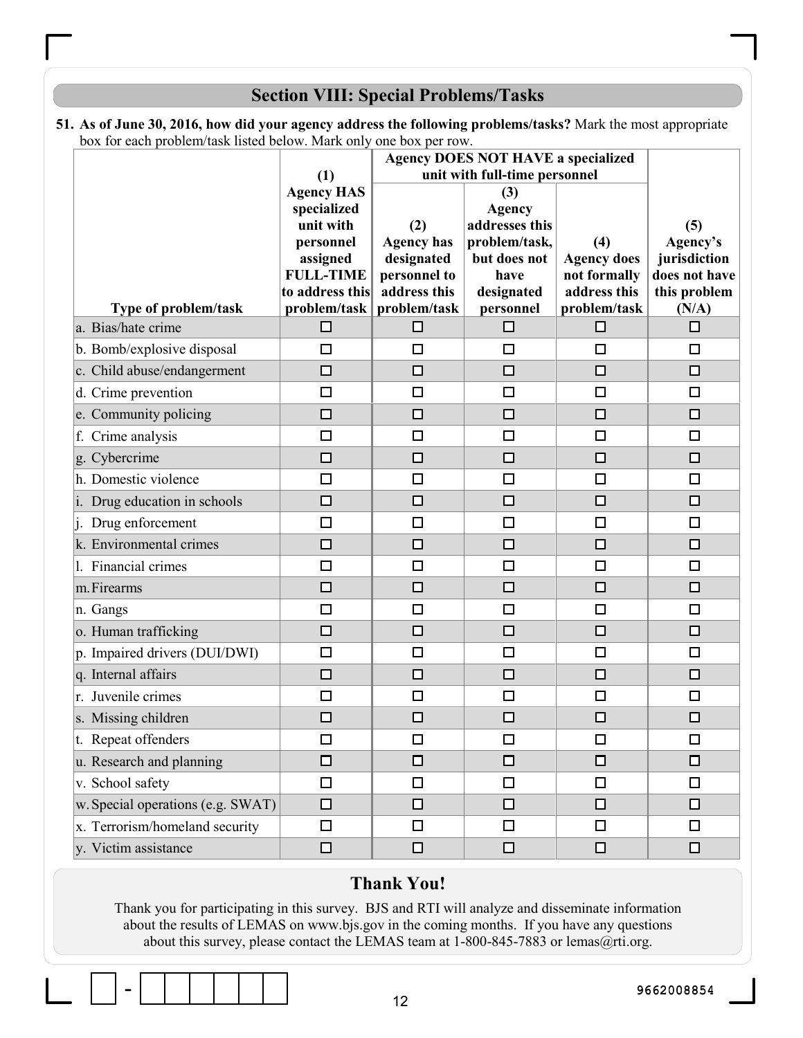## Section VIII: Special Problems/Tasks

**51. As of June 30, 2016, how did your agency address the following problems/tasks?** Mark the most appropriate box for each problem/task listed below. Mark only one box per row.

| Type of problem/task | (1) Agency HAS specialized unit with personnel assigned FULL-TIME to address this problem/task | Agency DOES NOT HAVE a specialized unit with full-time personnel | | | (5) Agency's jurisdiction does not have this problem (N/A) |
|---|---|---|---|---|---|
| | | (2) Agency has designated personnel to address this problem/task | (3) Agency addresses this problem/task, but does not have designated personnel | (4) Agency does not formally address this problem/task | |
| a. Bias/hate crime | ☐ | ☐ | ☐ | ☐ | ☐ |
| b. Bomb/explosive disposal | ☐ | ☐ | ☐ | ☐ | ☐ |
| c. Child abuse/endangerment | ☐ | ☐ | ☐ | ☐ | ☐ |
| d. Crime prevention | ☐ | ☐ | ☐ | ☐ | ☐ |
| e. Community policing | ☐ | ☐ | ☐ | ☐ | ☐ |
| f. Crime analysis | ☐ | ☐ | ☐ | ☐ | ☐ |
| g. Cybercrime | ☐ | ☐ | ☐ | ☐ | ☐ |
| h. Domestic violence | ☐ | ☐ | ☐ | ☐ | ☐ |
| i. Drug education in schools | ☐ | ☐ | ☐ | ☐ | ☐ |
| j. Drug enforcement | ☐ | ☐ | ☐ | ☐ | ☐ |
| k. Environmental crimes | ☐ | ☐ | ☐ | ☐ | ☐ |
| l. Financial crimes | ☐ | ☐ | ☐ | ☐ | ☐ |
| m. Firearms | ☐ | ☐ | ☐ | ☐ | ☐ |
| n. Gangs | ☐ | ☐ | ☐ | ☐ | ☐ |
| o. Human trafficking | ☐ | ☐ | ☐ | ☐ | ☐ |
| p. Impaired drivers (DUI/DWI) | ☐ | ☐ | ☐ | ☐ | ☐ |
| q. Internal affairs | ☐ | ☐ | ☐ | ☐ | ☐ |
| r. Juvenile crimes | ☐ | ☐ | ☐ | ☐ | ☐ |
| s. Missing children | ☐ | ☐ | ☐ | ☐ | ☐ |
| t. Repeat offenders | ☐ | ☐ | ☐ | ☐ | ☐ |
| u. Research and planning | ☐ | ☐ | ☐ | ☐ | ☐ |
| v. School safety | ☐ | ☐ | ☐ | ☐ | ☐ |
| w. Special operations (e.g. SWAT) | ☐ | ☐ | ☐ | ☐ | ☐ |
| x. Terrorism/homeland security | ☐ | ☐ | ☐ | ☐ | ☐ |
| y. Victim assistance | ☐ | ☐ | ☐ | ☐ | ☐ |

## Thank You!

Thank you for participating in this survey. BJS and RTI will analyze and disseminate information about the results of LEMAS on www.bjs.gov in the coming months. If you have any questions about this survey, please contact the LEMAS team at 1-800-845-7883 or lemas@rti.org.

9662008854